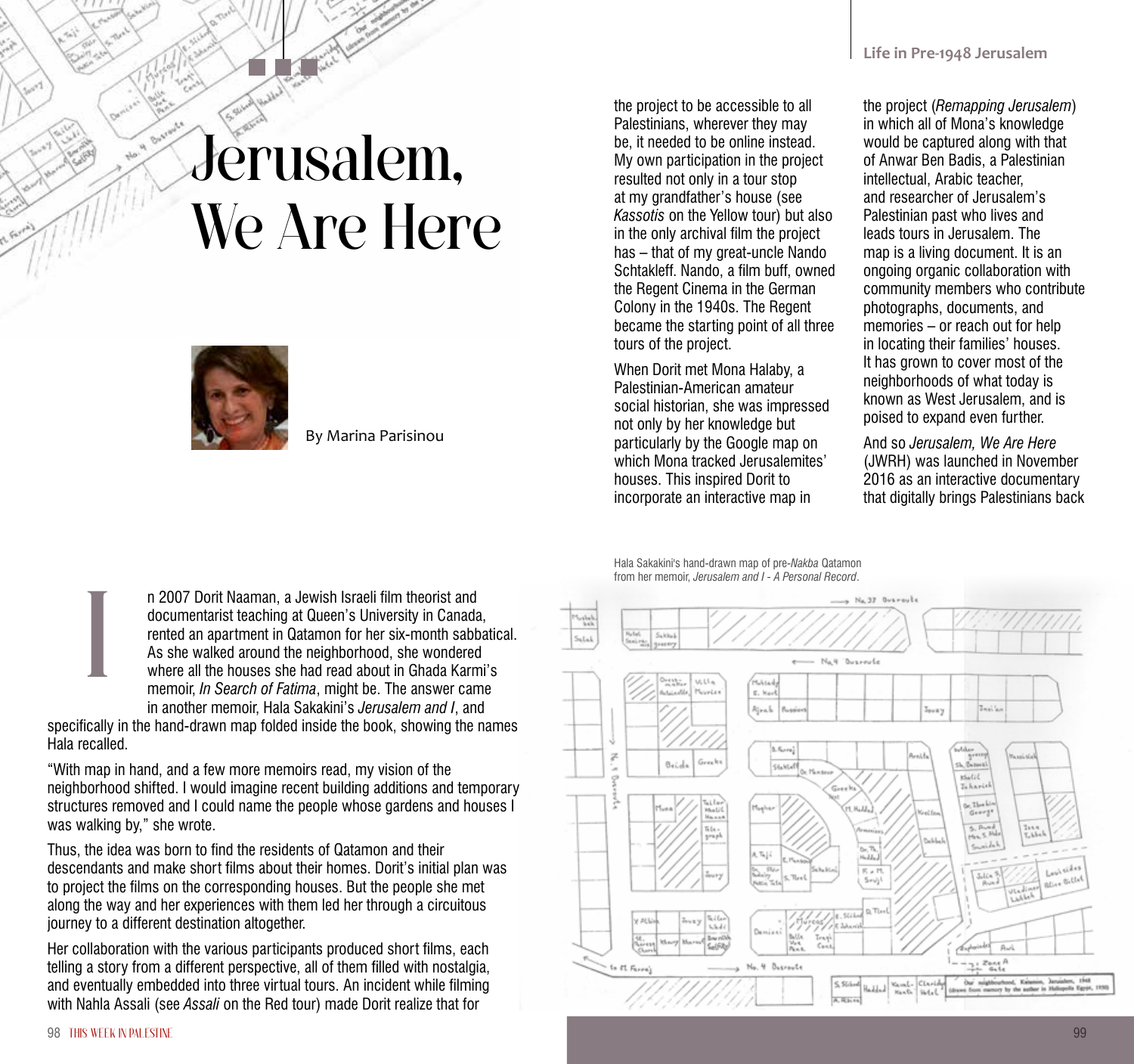# Jerusalem, We Are Here

By Marina Parisinou

In 2007 Dorit Naaman, a Jewish Israeli film theorist and documentarist teaching at Queen's University in Canada, rented an apartment in Qatamon for her six-month sabbatical. As she walked around the neighborhood, she wondered where all the houses she had read about in Ghada Karmi's memoir, *In Search of Fatima*, might be. The answer came in another memoir, Hala Sakakini's *Jerusalem and I*, and specifically in the hand-drawn map folded inside the book, showing the names Hala recalled.

"With map in hand, and a few more memoirs read, my vision of the neighborhood shifted. I would imagine recent building additions and temporary structures removed and I could name the people whose gardens and houses I was walking by," she wrote.

Thus, the idea was born to find the residents of Qatamon and their descendants and make short films about their homes. Dorit's initial plan was to project the films on the corresponding houses. But the people she met along the way and her experiences with them led her through a circuitous journey to a different destination altogether.

Her collaboration with the various participants produced short films, each telling a story from a different perspective, all of them filled with nostalgia, and eventually embedded into three virtual tours. An incident while filming with Nahla Assali (see *Assali* on the Red tour) made Dorit realize that for the project to be accessible to all Palestinians, wherever they may be, it needed to be online instead. My own participation in the project resulted not only in a tour stop at my grandfather's house (see *Kassotis* on the Yellow tour) but also in the only archival film the project has – that of my great-uncle Nando Schtakleff. Nando, a film buff, owned the Regent Cinema in the German Colony in the 1940s. The Regent became the starting point of all three tours of the project.

When Dorit met Mona Halaby, a Palestinian-American amateur social historian, she was impressed not only by her knowledge but particularly by the Google map on which Mona tracked Jerusalemites' houses. This inspired Dorit to incorporate an interactive map in the project (*Remapping Jerusalem*) in which all of Mona's knowledge would be captured along with that of Anwar Ben Badis, a Palestinian intellectual, Arabic teacher, and researcher of Jerusalem's Palestinian past who lives and leads tours in Jerusalem. The map is a living document. It is an ongoing organic collaboration with community members who contribute photographs, documents, and memories – or reach out for help in locating their families' houses. It has grown to cover most of the neighborhoods of what today is known as West Jerusalem, and is poised to expand even further.

And so *Jerusalem, We Are Here* (JWRH) was launched in November 2016 as an interactive documentary that digitally brings Palestinians back

Hala Sakakini's hand-drawn map of pre-*Nakba* Qatamon from her memoir, *Jerusalem and I - A Personal Record*.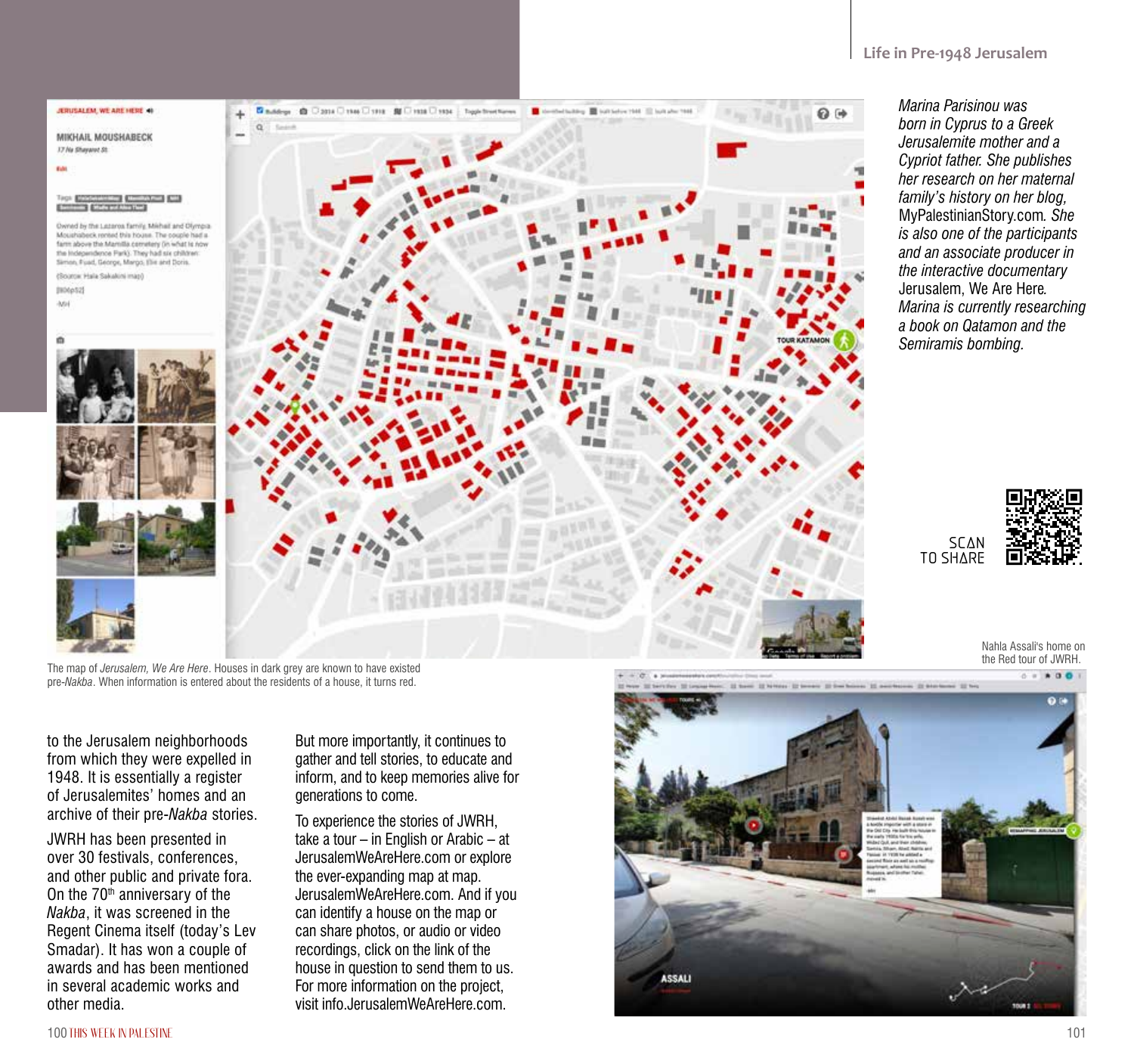The map of *Jerusalem, We Are Here*. Houses in dark grey are known to have existed pre-*Nakba*. When information is entered about the residents of a house, it turns red.

to the Jerusalem neighborhoods from which they were expelled in 1948. It is essentially a register of Jerusalemites' homes and an archive of their pre-*Nakba* stories.

JWRH has been presented in over 30 festivals, conferences, and other public and private fora. On the 70th anniversary of the *Nakba*, it was screened in the Regent Cinema itself (today's Lev Smadar). It has won a couple of awards and has been mentioned in several academic works and other media.

But more importantly, it continues to gather and tell stories, to educate and inform, and to keep memories alive for generations to come.

To experience the stories of JWRH, take a tour – in English or Arabic – at JerusalemWeAreHere.com or explore the ever-expanding map at map.JerusalemWeAreHere.com. And if you can identify a house on the map or can share photos, or audio or video recordings, click on the link of the house in question to send them to us. For more information on the project, visit info.JerusalemWeAreHere.com.

*Marina Parisinou was born in Cyprus to a Greek Jerusalemite mother and a Cypriot father. She publishes her research on her maternal family's history on her blog,* MyPalestinianStory.com. *She is also one of the participants and an associate producer in the interactive documentary* Jerusalem, We Are Here. *Marina is currently researching a book on Qatamon and the Semiramis bombing.*

SCAN TO SHARE

Nahla Assali's home on the Red tour of JWRH.